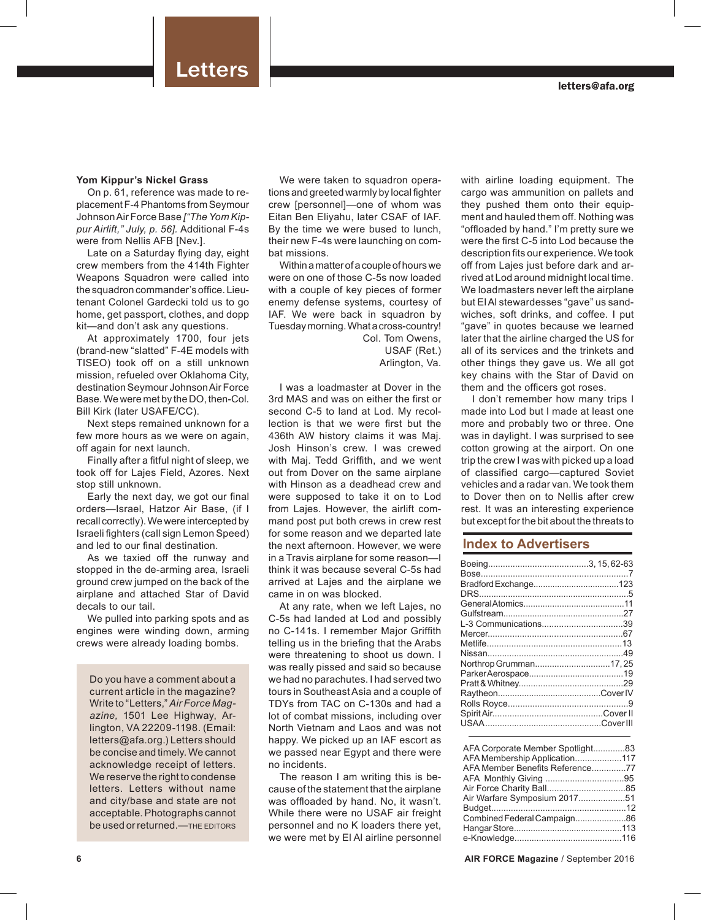# Letters

letters@afa.org

### Yom Kippur's Nickel Grass

On p. 61, reference was made to replacement F-4 Phantoms from Seymour Johnson Air Force Base *["The Yom Kippur Airlift," July, p. 56].* Additional F-4s were from Nellis AFB [Nev.].

Late on a Saturday flying day, eight crew members from the 414th Fighter Weapons Squadron were called into the squadron commander's office. Lieutenant Colonel Gardecki told us to go home, get passport, clothes, and dopp kit—and don't ask any questions.

At approximately 1700, four jets (brand-new "slatted" F-4E models with TISEO) took off on a still unknown mission, refueled over Oklahoma City, destination Seymour Johnson Air Force Base. We were met by the DO, then-Col. Bill Kirk (later USAFE/CC).

Next steps remained unknown for a few more hours as we were on again, off again for next launch.

Finally after a fitful night of sleep, we took off for Lajes Field, Azores. Next stop still unknown.

Early the next day, we got our final orders—Israel, Hatzor Air Base, (if I recall correctly). We were intercepted by Israeli fighters (call sign Lemon Speed) and led to our final destination.

As we taxied off the runway and stopped in the de-arming area, Israeli ground crew jumped on the back of the airplane and attached Star of David decals to our tail.

We pulled into parking spots and as engines were winding down, arming crews were already loading bombs.

We were taken to squadron operations and greeted warmly by local fighter crew [personnel]—one of whom was Eitan Ben Eliyahu, later CSAF of IAF. By the time we were bused to lunch, their new F-4s were launching on combat missions.

Within a matter of a couple of hours we were on one of those C-5s now loaded with a couple of key pieces of former enemy defense systems, courtesy of IAF. We were back in squadron by Tuesday morning. What a cross-country!

Col. Tom Owens,
USAF (Ret.)
Arlington, Va.

I was a loadmaster at Dover in the 3rd MAS and was on either the first or second C-5 to land at Lod. My recollection is that we were first but the 436th AW history claims it was Maj. Josh Hinson's crew. I was crewed with Maj. Tedd Griffith, and we went out from Dover on the same airplane with Hinson as a deadhead crew and were supposed to take it on to Lod from Lajes. However, the airlift command post put both crews in crew rest for some reason and we departed late the next afternoon. However, we were in a Travis airplane for some reason—I think it was because several C-5s had arrived at Lajes and the airplane we came in on was blocked.

At any rate, when we left Lajes, no C-5s had landed at Lod and possibly no C-141s. I remember Major Griffith telling us in the briefing that the Arabs were threatening to shoot us down. I was really pissed and said so because we had no parachutes. I had served two tours in Southeast Asia and a couple of TDYs from TAC on C-130s and had a lot of combat missions, including over North Vietnam and Laos and was not happy. We picked up an IAF escort as we passed near Egypt and there were no incidents.

The reason I am writing this is because of the statement that the airplane was offloaded by hand. No, it wasn't. While there were no USAF air freight personnel and no K loaders there yet, we were met by El Al airline personnel with airline loading equipment. The cargo was ammunition on pallets and they pushed them onto their equipment and hauled them off. Nothing was "offloaded by hand." I'm pretty sure we were the first C-5 into Lod because the description fits our experience. We took off from Lajes just before dark and arrived at Lod around midnight local time. We loadmasters never left the airplane but El Al stewardesses "gave" us sandwiches, soft drinks, and coffee. I put "gave" in quotes because we learned later that the airline charged the US for all of its services and the trinkets and other things they gave us. We all got key chains with the Star of David on them and the officers got roses.

I don't remember how many trips I made into Lod but I made at least one more and probably two or three. One was in daylight. I was surprised to see cotton growing at the airport. On one trip the crew I was with picked up a load of classified cargo—captured Soviet vehicles and a radar van. We took them to Dover then on to Nellis after crew rest. It was an interesting experience but except for the bit about the threats to

> Do you have a comment about a current article in the magazine? Write to "Letters," *Air Force Magazine,* 1501 Lee Highway, Arlington, VA 22209-1198. (Email: letters@afa.org.) Letters should be concise and timely. We cannot acknowledge receipt of letters. We reserve the right to condense letters. Letters without name and city/base and state are not acceptable. Photographs cannot be used or returned.—THE EDITORS

## Index to Advertisers

| | |
|---|---|
| Boeing | 3, 15, 62-63 |
| Bose | 7 |
| Bradford Exchange | 123 |
| DRS | 5 |
| General Atomics | 11 |
| Gulfstream | 27 |
| L-3 Communications | 39 |
| Mercer | 67 |
| Metlife | 13 |
| Nissan | 49 |
| Northrop Grumman | 17, 25 |
| Parker Aerospace | 19 |
| Pratt & Whitney | 29 |
| Raytheon | Cover IV |
| Rolls Royce | 9 |
| Spirit Air | Cover II |
| USAA | Cover III |

| | |
|---|---|
| AFA Corporate Member Spotlight | 83 |
| AFA Membership Application | 117 |
| AFA Member Benefits Reference | 77 |
| AFA Monthly Giving | 95 |
| Air Force Charity Ball | 85 |
| Air Warfare Symposium 2017 | 51 |
| Budget | 12 |
| Combined Federal Campaign | 86 |
| Hangar Store | 113 |
| e-Knowledge | 116 |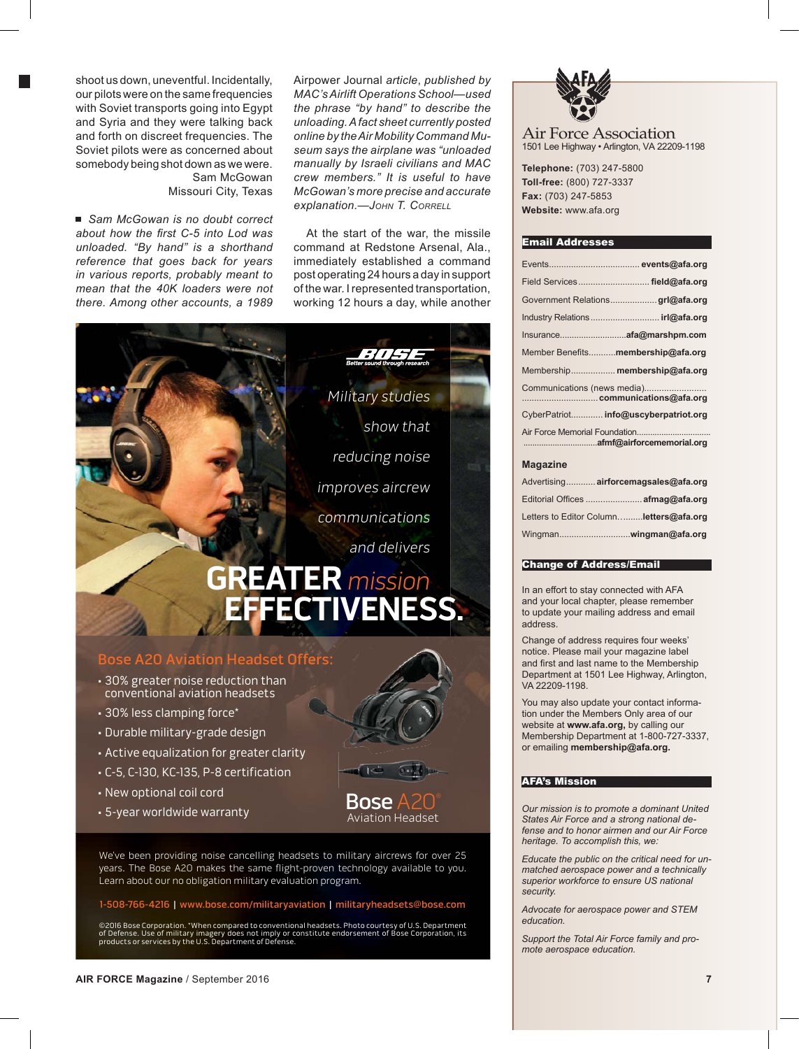shoot us down, uneventful. Incidentally, our pilots were on the same frequencies with Soviet transports going into Egypt and Syria and they were talking back and forth on discreet frequencies. The Soviet pilots were as concerned about somebody being shot down as we were.

Sam McGowan
Missouri City, Texas

■ *Sam McGowan is no doubt correct about how the first C-5 into Lod was unloaded. "By hand" is a shorthand reference that goes back for years in various reports, probably meant to mean that the 40K loaders were not there. Among other accounts, a 1989 Airpower Journal article, published by MAC's Airlift Operations School—used the phrase "by hand" to describe the unloading. A fact sheet currently posted online by the Air Mobility Command Museum says the airplane was "unloaded manually by Israeli civilians and MAC crew members." It is useful to have McGowan's more precise and accurate explanation.—John T. Correll*

At the start of the war, the missile command at Redstone Arsenal, Ala., immediately established a command post operating 24 hours a day in support of the war. I represented transportation, working 12 hours a day, while another

BOSE
Better sound through research

Military studies show that reducing noise improves aircrew communications and delivers

# GREATER *mission* EFFECTIVENESS.

## Bose A20 Aviation Headset Offers:

- 30% greater noise reduction than conventional aviation headsets
- 30% less clamping force*
- Durable military-grade design
- Active equalization for greater clarity
- C-5, C-130, KC-135, P-8 certification
- New optional coil cord
- 5-year worldwide warranty

Bose A20®
Aviation Headset

We've been providing noise cancelling headsets to military aircrews for over 25 years. The Bose A20 makes the same flight-proven technology available to you. Learn about our no obligation military evaluation program.

1-508-766-4216 | www.bose.com/militaryaviation | militaryheadsets@bose.com

©2016 Bose Corporation. *When compared to conventional headsets. Photo courtesy of U.S. Department of Defense. Use of military imagery does not imply or constitute endorsement of Bose Corporation, its products or services by the U.S. Department of Defense.

# Air Force Association

1501 Lee Highway • Arlington, VA 22209-1198

**Telephone:** (703) 247-5800
**Toll-free:** (800) 727-3337
**Fax:** (703) 247-5853
**Website:** www.afa.org

## Email Addresses

Events.................................... **events@afa.org**
Field Services ............................ **field@afa.org**
Government Relations.................. **grl@afa.org**
Industry Relations ........................... **irl@afa.org**
Insurance........................... **afa@marshpm.com**
Member Benefits.......... **membership@afa.org**
Membership................ **membership@afa.org**
Communications (news media)........................ ................................ **communications@afa.org**
CyberPatriot............ **info@uscyberpatriot.org**
Air Force Memorial Foundation................................ ................................**afmf@airforcememorial.org**

### Magazine

Advertising........... **airforcemagsales@afa.org**
Editorial Offices ...................... **afmag@afa.org**
Letters to Editor Column.......... **letters@afa.org**
Wingman............................ **wingman@afa.org**

## Change of Address/Email

In an effort to stay connected with AFA and your local chapter, please remember to update your mailing address and email address.

Change of address requires four weeks' notice. Please mail your magazine label and first and last name to the Membership Department at 1501 Lee Highway, Arlington, VA 22209-1198.

You may also update your contact information under the Members Only area of our website at **www.afa.org,** by calling our Membership Department at 1-800-727-3337, or emailing **membership@afa.org.**

## AFA's Mission

*Our mission is to promote a dominant United States Air Force and a strong national defense and to honor airmen and our Air Force heritage. To accomplish this, we:*

*Educate the public on the critical need for unmatched aerospace power and a technically superior workforce to ensure US national security.*

*Advocate for aerospace power and STEM education.*

*Support the Total Air Force family and promote aerospace education.*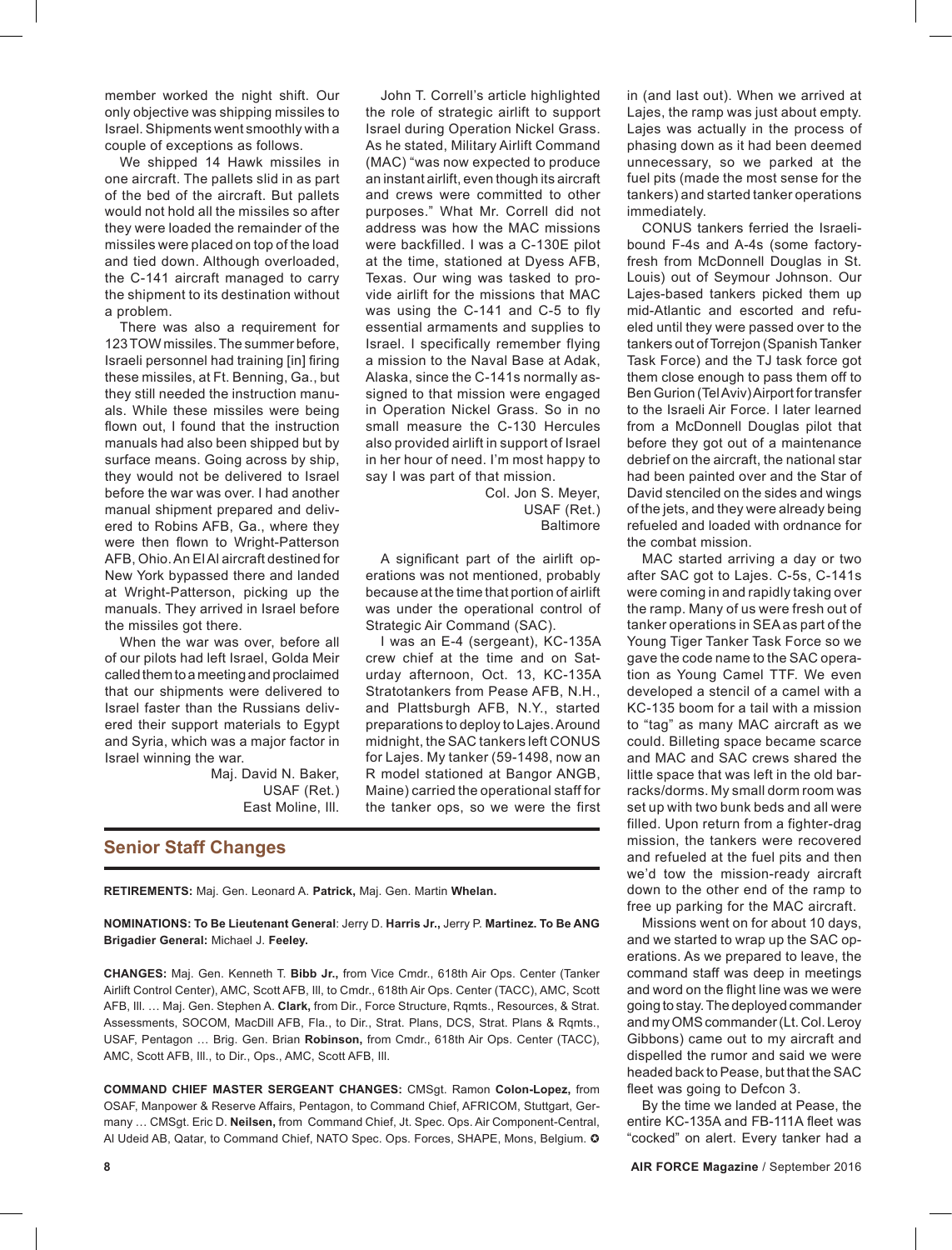member worked the night shift. Our only objective was shipping missiles to Israel. Shipments went smoothly with a couple of exceptions as follows.

We shipped 14 Hawk missiles in one aircraft. The pallets slid in as part of the bed of the aircraft. But pallets would not hold all the missiles so after they were loaded the remainder of the missiles were placed on top of the load and tied down. Although overloaded, the C-141 aircraft managed to carry the shipment to its destination without a problem.

There was also a requirement for 123 TOW missiles. The summer before, Israeli personnel had training [in] firing these missiles, at Ft. Benning, Ga., but they still needed the instruction manuals. While these missiles were being flown out, I found that the instruction manuals had also been shipped but by surface means. Going across by ship, they would not be delivered to Israel before the war was over. I had another manual shipment prepared and delivered to Robins AFB, Ga., where they were then flown to Wright-Patterson AFB, Ohio. An El Al aircraft destined for New York bypassed there and landed at Wright-Patterson, picking up the manuals. They arrived in Israel before the missiles got there.

When the war was over, before all of our pilots had left Israel, Golda Meir called them to a meeting and proclaimed that our shipments were delivered to Israel faster than the Russians delivered their support materials to Egypt and Syria, which was a major factor in Israel winning the war.

Maj. David N. Baker,
USAF (Ret.)
East Moline, Ill.

John T. Correll's article highlighted the role of strategic airlift to support Israel during Operation Nickel Grass. As he stated, Military Airlift Command (MAC) "was now expected to produce an instant airlift, even though its aircraft and crews were committed to other purposes." What Mr. Correll did not address was how the MAC missions were backfilled. I was a C-130E pilot at the time, stationed at Dyess AFB, Texas. Our wing was tasked to provide airlift for the missions that MAC was using the C-141 and C-5 to fly essential armaments and supplies to Israel. I specifically remember flying a mission to the Naval Base at Adak, Alaska, since the C-141s normally assigned to that mission were engaged in Operation Nickel Grass. So in no small measure the C-130 Hercules also provided airlift in support of Israel in her hour of need. I'm most happy to say I was part of that mission.

Col. Jon S. Meyer,
USAF (Ret.)
Baltimore

A significant part of the airlift operations was not mentioned, probably because at the time that portion of airlift was under the operational control of Strategic Air Command (SAC).

I was an E-4 (sergeant), KC-135A crew chief at the time and on Saturday afternoon, Oct. 13, KC-135A Stratotankers from Pease AFB, N.H., and Plattsburgh AFB, N.Y., started preparations to deploy to Lajes. Around midnight, the SAC tankers left CONUS for Lajes. My tanker (59-1498, now an R model stationed at Bangor ANGB, Maine) carried the operational staff for the tanker ops, so we were the first in (and last out). When we arrived at Lajes, the ramp was just about empty. Lajes was actually in the process of phasing down as it had been deemed unnecessary, so we parked at the fuel pits (made the most sense for the tankers) and started tanker operations immediately.

CONUS tankers ferried the Israeli-bound F-4s and A-4s (some factory-fresh from McDonnell Douglas in St. Louis) out of Seymour Johnson. Our Lajes-based tankers picked them up mid-Atlantic and escorted and refueled until they were passed over to the tankers out of Torrejon (Spanish Tanker Task Force) and the TJ task force got them close enough to pass them off to Ben Gurion (Tel Aviv) Airport for transfer to the Israeli Air Force. I later learned from a McDonnell Douglas pilot that before they got out of a maintenance debrief on the aircraft, the national star had been painted over and the Star of David stenciled on the sides and wings of the jets, and they were already being refueled and loaded with ordnance for the combat mission.

MAC started arriving a day or two after SAC got to Lajes. C-5s, C-141s were coming in and rapidly taking over the ramp. Many of us were fresh out of tanker operations in SEA as part of the Young Tiger Tanker Task Force so we gave the code name to the SAC operation as Young Camel TTF. We even developed a stencil of a camel with a KC-135 boom for a tail with a mission to "tag" as many MAC aircraft as we could. Billeting space became scarce and MAC and SAC crews shared the little space that was left in the old barracks/dorms. My small dorm room was set up with two bunk beds and all were filled. Upon return from a fighter-drag mission, the tankers were recovered and refueled at the fuel pits and then we'd tow the mission-ready aircraft down to the other end of the ramp to free up parking for the MAC aircraft.

Missions went on for about 10 days, and we started to wrap up the SAC operations. As we prepared to leave, the command staff was deep in meetings and word on the flight line was we were going to stay. The deployed commander and my OMS commander (Lt. Col. Leroy Gibbons) came out to my aircraft and dispelled the rumor and said we were headed back to Pease, but that the SAC fleet was going to Defcon 3.

By the time we landed at Pease, the entire KC-135A and FB-111A fleet was "cocked" on alert. Every tanker had a

## Senior Staff Changes

**RETIREMENTS:** Maj. Gen. Leonard A. **Patrick,** Maj. Gen. Martin **Whelan.**

**NOMINATIONS: To Be Lieutenant General**: Jerry D. **Harris Jr.,** Jerry P. **Martinez. To Be ANG Brigadier General:** Michael J. **Feeley.**

**CHANGES:** Maj. Gen. Kenneth T. **Bibb Jr.,** from Vice Cmdr., 618th Air Ops. Center (Tanker Airlift Control Center), AMC, Scott AFB, Ill, to Cmdr., 618th Air Ops. Center (TACC), AMC, Scott AFB, Ill. … Maj. Gen. Stephen A. **Clark,** from Dir., Force Structure, Rqmts., Resources, & Strat. Assessments, SOCOM, MacDill AFB, Fla., to Dir., Strat. Plans, DCS, Strat. Plans & Rqmts., USAF, Pentagon … Brig. Gen. Brian **Robinson,** from Cmdr., 618th Air Ops. Center (TACC), AMC, Scott AFB, Ill., to Dir., Ops., AMC, Scott AFB, Ill.

**COMMAND CHIEF MASTER SERGEANT CHANGES:** CMSgt. Ramon **Colon-Lopez,** from OSAF, Manpower & Reserve Affairs, Pentagon, to Command Chief, AFRICOM, Stuttgart, Germany … CMSgt. Eric D. **Neilsen,** from Command Chief, Jt. Spec. Ops. Air Component-Central, Al Udeid AB, Qatar, to Command Chief, NATO Spec. Ops. Forces, SHAPE, Mons, Belgium. ✪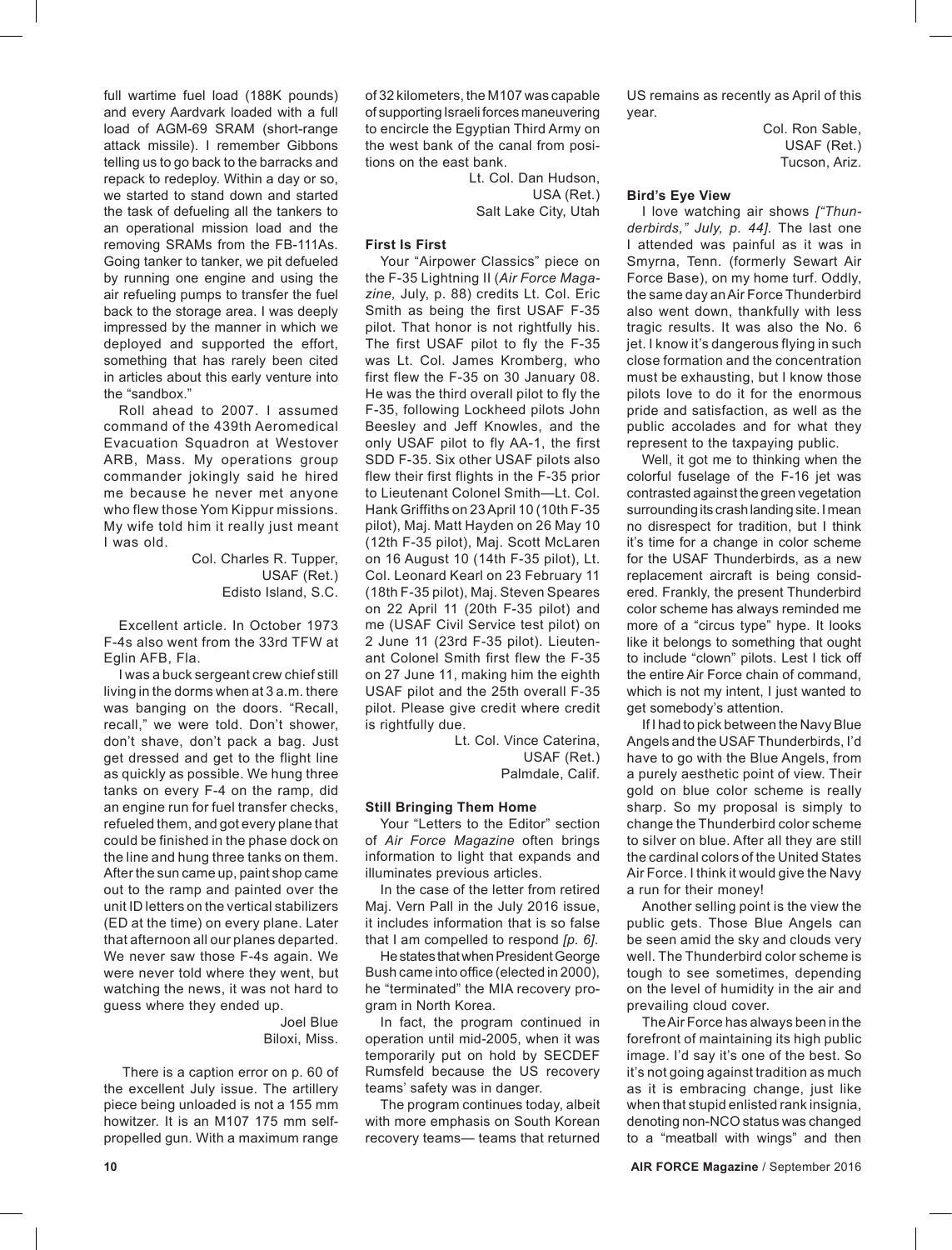full wartime fuel load (188K pounds) and every Aardvark loaded with a full load of AGM-69 SRAM (short-range attack missile). I remember Gibbons telling us to go back to the barracks and repack to redeploy. Within a day or so, we started to stand down and started the task of defueling all the tankers to an operational mission load and the removing SRAMs from the FB-111As. Going tanker to tanker, we pit defueled by running one engine and using the air refueling pumps to transfer the fuel back to the storage area. I was deeply impressed by the manner in which we deployed and supported the effort, something that has rarely been cited in articles about this early venture into the "sandbox."

Roll ahead to 2007. I assumed command of the 439th Aeromedical Evacuation Squadron at Westover ARB, Mass. My operations group commander jokingly said he hired me because he never met anyone who flew those Yom Kippur missions. My wife told him it really just meant I was old.

Col. Charles R. Tupper,
USAF (Ret.)
Edisto Island, S.C.

Excellent article. In October 1973 F-4s also went from the 33rd TFW at Eglin AFB, Fla.

I was a buck sergeant crew chief still living in the dorms when at 3 a.m. there was banging on the doors. "Recall, recall," we were told. Don't shower, don't shave, don't pack a bag. Just get dressed and get to the flight line as quickly as possible. We hung three tanks on every F-4 on the ramp, did an engine run for fuel transfer checks, refueled them, and got every plane that could be finished in the phase dock on the line and hung three tanks on them. After the sun came up, paint shop came out to the ramp and painted over the unit ID letters on the vertical stabilizers (ED at the time) on every plane. Later that afternoon all our planes departed. We never saw those F-4s again. We were never told where they went, but watching the news, it was not hard to guess where they ended up.

Joel Blue
Biloxi, Miss.

There is a caption error on p. 60 of the excellent July issue. The artillery piece being unloaded is not a 155 mm howitzer. It is an M107 175 mm self-propelled gun. With a maximum range of 32 kilometers, the M107 was capable of supporting Israeli forces maneuvering to encircle the Egyptian Third Army on the west bank of the canal from positions on the east bank.

Lt. Col. Dan Hudson,
USA (Ret.)
Salt Lake City, Utah

### First Is First

Your "Airpower Classics" piece on the F-35 Lightning II (*Air Force Magazine,* July, p. 88) credits Lt. Col. Eric Smith as being the first USAF F-35 pilot. That honor is not rightfully his. The first USAF pilot to fly the F-35 was Lt. Col. James Kromberg, who first flew the F-35 on 30 January 08. He was the third overall pilot to fly the F-35, following Lockheed pilots John Beesley and Jeff Knowles, and the only USAF pilot to fly AA-1, the first SDD F-35. Six other USAF pilots also flew their first flights in the F-35 prior to Lieutenant Colonel Smith—Lt. Col. Hank Griffiths on 23 April 10 (10th F-35 pilot), Maj. Matt Hayden on 26 May 10 (12th F-35 pilot), Maj. Scott McLaren on 16 August 10 (14th F-35 pilot), Lt. Col. Leonard Kearl on 23 February 11 (18th F-35 pilot), Maj. Steven Speares on 22 April 11 (20th F-35 pilot) and me (USAF Civil Service test pilot) on 2 June 11 (23rd F-35 pilot). Lieutenant Colonel Smith first flew the F-35 on 27 June 11, making him the eighth USAF pilot and the 25th overall F-35 pilot. Please give credit where credit is rightfully due.

Lt. Col. Vince Caterina,
USAF (Ret.)
Palmdale, Calif.

### Still Bringing Them Home

Your "Letters to the Editor" section of *Air Force Magazine* often brings information to light that expands and illuminates previous articles.

In the case of the letter from retired Maj. Vern Pall in the July 2016 issue, it includes information that is so false that I am compelled to respond *[p. 6]*.

He states that when President George Bush came into office (elected in 2000), he "terminated" the MIA recovery program in North Korea.

In fact, the program continued in operation until mid-2005, when it was temporarily put on hold by SECDEF Rumsfeld because the US recovery teams' safety was in danger.

The program continues today, albeit with more emphasis on South Korean recovery teams— teams that returned US remains as recently as April of this year.

Col. Ron Sable,
USAF (Ret.)
Tucson, Ariz.

### Bird's Eye View

I love watching air shows *["Thunderbirds," July, p. 44]*. The last one I attended was painful as it was in Smyrna, Tenn. (formerly Sewart Air Force Base), on my home turf. Oddly, the same day an Air Force Thunderbird also went down, thankfully with less tragic results. It was also the No. 6 jet. I know it's dangerous flying in such close formation and the concentration must be exhausting, but I know those pilots love to do it for the enormous pride and satisfaction, as well as the public accolades and for what they represent to the taxpaying public.

Well, it got me to thinking when the colorful fuselage of the F-16 jet was contrasted against the green vegetation surrounding its crash landing site. I mean no disrespect for tradition, but I think it's time for a change in color scheme for the USAF Thunderbirds, as a new replacement aircraft is being considered. Frankly, the present Thunderbird color scheme has always reminded me more of a "circus type" hype. It looks like it belongs to something that ought to include "clown" pilots. Lest I tick off the entire Air Force chain of command, which is not my intent, I just wanted to get somebody's attention.

If I had to pick between the Navy Blue Angels and the USAF Thunderbirds, I'd have to go with the Blue Angels, from a purely aesthetic point of view. Their gold on blue color scheme is really sharp. So my proposal is simply to change the Thunderbird color scheme to silver on blue. After all they are still the cardinal colors of the United States Air Force. I think it would give the Navy a run for their money!

Another selling point is the view the public gets. Those Blue Angels can be seen amid the sky and clouds very well. The Thunderbird color scheme is tough to see sometimes, depending on the level of humidity in the air and prevailing cloud cover.

The Air Force has always been in the forefront of maintaining its high public image. I'd say it's one of the best. So it's not going against tradition as much as it is embracing change, just like when that stupid enlisted rank insignia, denoting non-NCO status was changed to a "meatball with wings" and then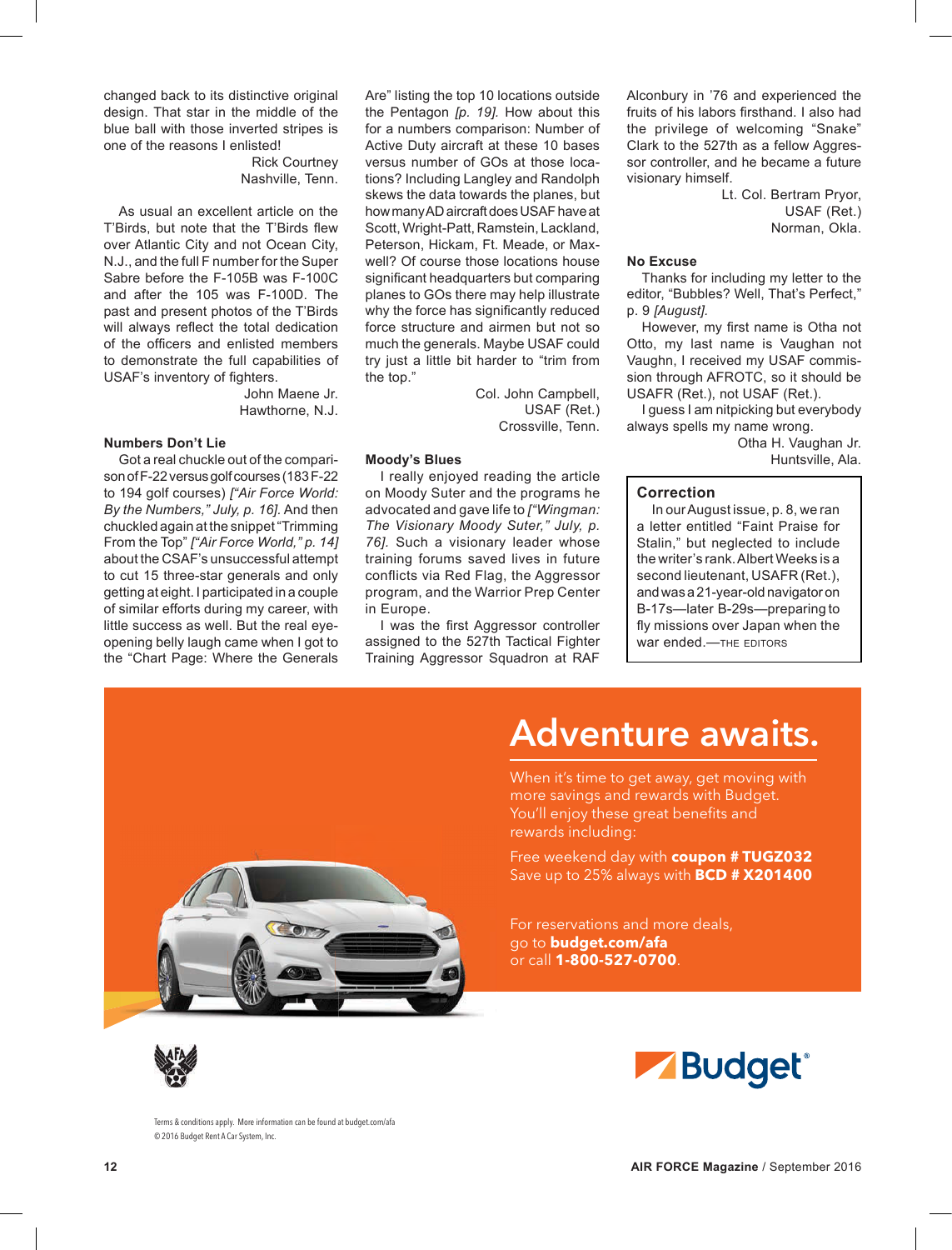changed back to its distinctive original design. That star in the middle of the blue ball with those inverted stripes is one of the reasons I enlisted!

Rick Courtney
Nashville, Tenn.

As usual an excellent article on the T'Birds, but note that the T'Birds flew over Atlantic City and not Ocean City, N.J., and the full F number for the Super Sabre before the F-105B was F-100C and after the 105 was F-100D. The past and present photos of the T'Birds will always reflect the total dedication of the officers and enlisted members to demonstrate the full capabilities of USAF's inventory of fighters.

John Maene Jr.
Hawthorne, N.J.

### Numbers Don't Lie

Got a real chuckle out of the comparison of F-22 versus golf courses (183 F-22 to 194 golf courses) *["Air Force World: By the Numbers," July, p. 16]*. And then chuckled again at the snippet "Trimming From the Top" *["Air Force World," p. 14]* about the CSAF's unsuccessful attempt to cut 15 three-star generals and only getting at eight. I participated in a couple of similar efforts during my career, with little success as well. But the real eye-opening belly laugh came when I got to the "Chart Page: Where the Generals Are" listing the top 10 locations outside the Pentagon *[p. 19]*. How about this for a numbers comparison: Number of Active Duty aircraft at these 10 bases versus number of GOs at those locations? Including Langley and Randolph skews the data towards the planes, but how many AD aircraft does USAF have at Scott, Wright-Patt, Ramstein, Lackland, Peterson, Hickam, Ft. Meade, or Maxwell? Of course those locations house significant headquarters but comparing planes to GOs there may help illustrate why the force has significantly reduced force structure and airmen but not so much the generals. Maybe USAF could try just a little bit harder to "trim from the top."

Col. John Campbell,
USAF (Ret.)
Crossville, Tenn.

### Moody's Blues

I really enjoyed reading the article on Moody Suter and the programs he advocated and gave life to *["Wingman: The Visionary Moody Suter," July, p. 76]*. Such a visionary leader whose training forums saved lives in future conflicts via Red Flag, the Aggressor program, and the Warrior Prep Center in Europe.

I was the first Aggressor controller assigned to the 527th Tactical Fighter Training Aggressor Squadron at RAF Alconbury in '76 and experienced the fruits of his labors firsthand. I also had the privilege of welcoming "Snake" Clark to the 527th as a fellow Aggressor controller, and he became a future visionary himself.

Lt. Col. Bertram Pryor,
USAF (Ret.)
Norman, Okla.

### No Excuse

Thanks for including my letter to the editor, "Bubbles? Well, That's Perfect," p. 9 *[August]*.

However, my first name is Otha not Otto, my last name is Vaughan not Vaughn, I received my USAF commission through AFROTC, so it should be USAFR (Ret.), not USAF (Ret.).

I guess I am nitpicking but everybody always spells my name wrong.

Otha H. Vaughan Jr.
Huntsville, Ala.

### Correction

In our August issue, p. 8, we ran a letter entitled "Faint Praise for Stalin," but neglected to include the writer's rank. Albert Weeks is a second lieutenant, USAFR (Ret.), and was a 21-year-old navigator on B-17s—later B-29s—preparing to fly missions over Japan when the war ended.—THE EDITORS

# Adventure awaits.

When it's time to get away, get moving with more savings and rewards with Budget. You'll enjoy these great benefits and rewards including:

Free weekend day with **coupon # TUGZ032**
Save up to 25% always with **BCD # X201400**

For reservations and more deals,
go to **budget.com/afa**
or call **1-800-527-0700**.

Budget®

Terms & conditions apply. More information can be found at budget.com/afa
© 2016 Budget Rent A Car System, Inc.